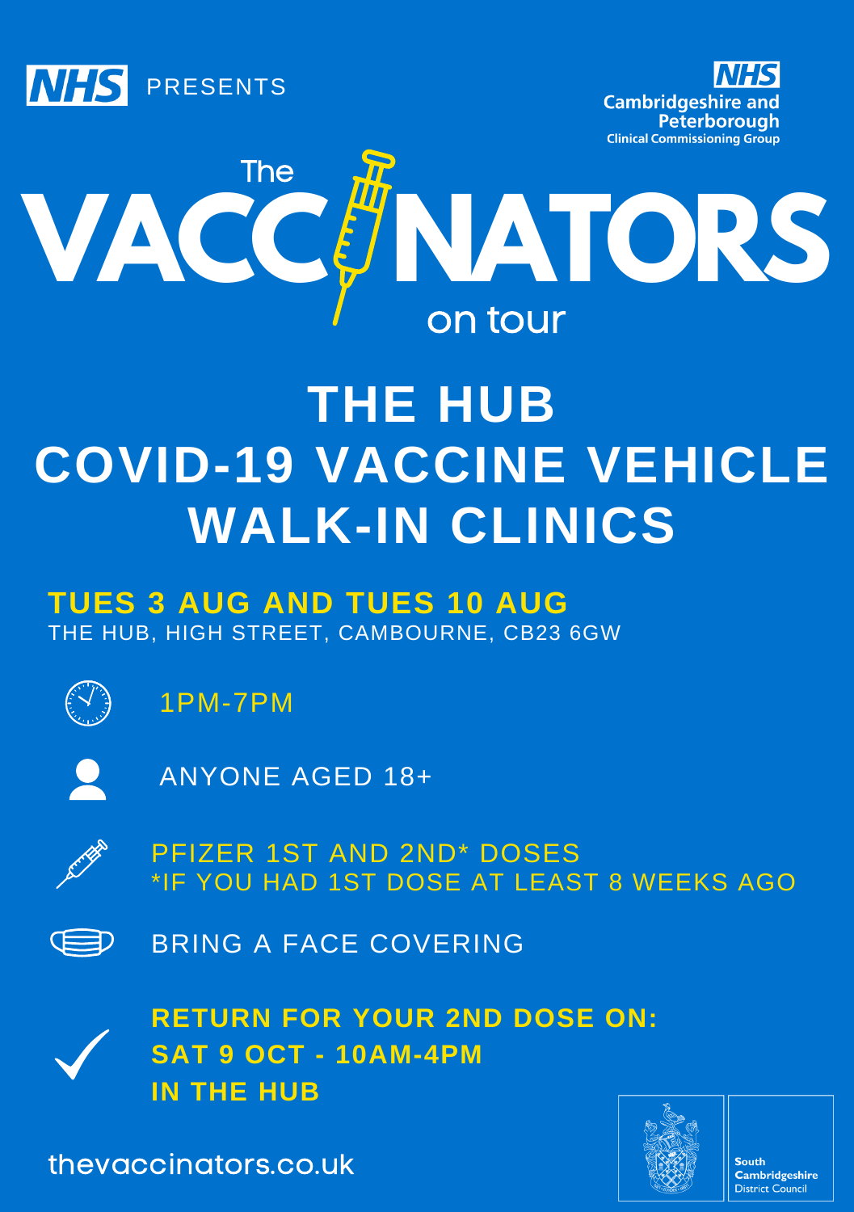NHS PRESENTS

NHS Cambridgeshire and Peterborough Clinical Commissioning Group

# The VACCINATORS on tour

# THE HUB COVID-19 VACCINE VEHICLE WALK-IN CLINICS

**TUES 3 AUG AND TUES 10 AUG**

THE HUB, HIGH STREET, CAMBOURNE, CB23 6GW

1PM-7PM

ANYONE AGED 18+

PFIZER 1ST AND 2ND* DOSES
*IF YOU HAD 1ST DOSE AT LEAST 8 WEEKS AGO

BRING A FACE COVERING

**RETURN FOR YOUR 2ND DOSE ON:**
**SAT 9 OCT - 10AM-4PM**
**IN THE HUB**

thevaccinators.co.uk

South Cambridgeshire District Council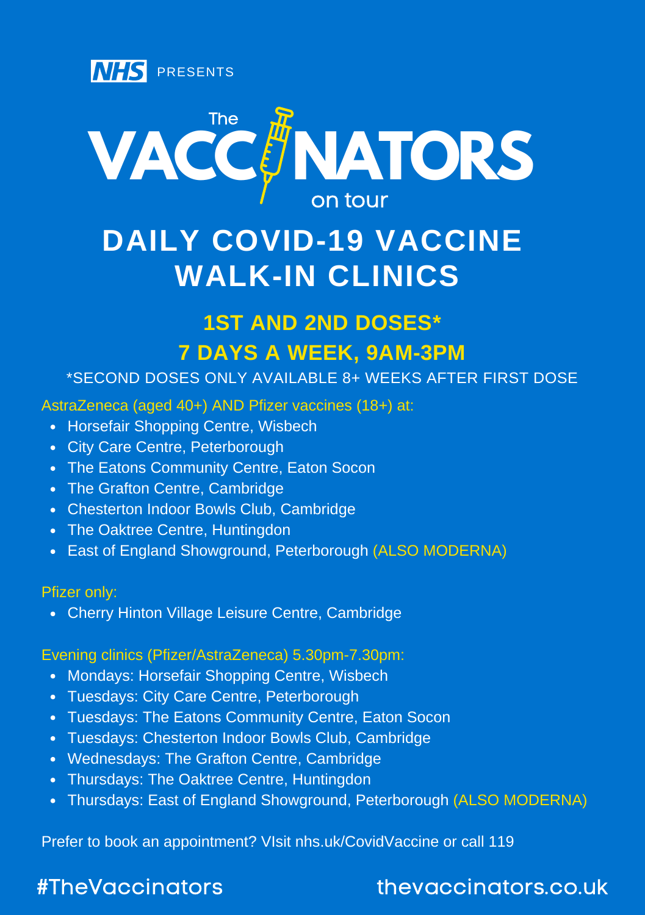NHS PRESENTS

# The VACCINATORS on tour

## DAILY COVID-19 VACCINE WALK-IN CLINICS

### 1ST AND 2ND DOSES*
### 7 DAYS A WEEK, 9AM-3PM

*SECOND DOSES ONLY AVAILABLE 8+ WEEKS AFTER FIRST DOSE

AstraZeneca (aged 40+) AND Pfizer vaccines (18+) at:

- Horsefair Shopping Centre, Wisbech
- City Care Centre, Peterborough
- The Eatons Community Centre, Eaton Socon
- The Grafton Centre, Cambridge
- Chesterton Indoor Bowls Club, Cambridge
- The Oaktree Centre, Huntingdon
- East of England Showground, Peterborough (ALSO MODERNA)

Pfizer only:

- Cherry Hinton Village Leisure Centre, Cambridge

Evening clinics (Pfizer/AstraZeneca) 5.30pm-7.30pm:

- Mondays: Horsefair Shopping Centre, Wisbech
- Tuesdays: City Care Centre, Peterborough
- Tuesdays: The Eatons Community Centre, Eaton Socon
- Tuesdays: Chesterton Indoor Bowls Club, Cambridge
- Wednesdays: The Grafton Centre, Cambridge
- Thursdays: The Oaktree Centre, Huntingdon
- Thursdays: East of England Showground, Peterborough (ALSO MODERNA)

Prefer to book an appointment? VIsit nhs.uk/CovidVaccine or call 119

#TheVaccinators thevaccinators.co.uk